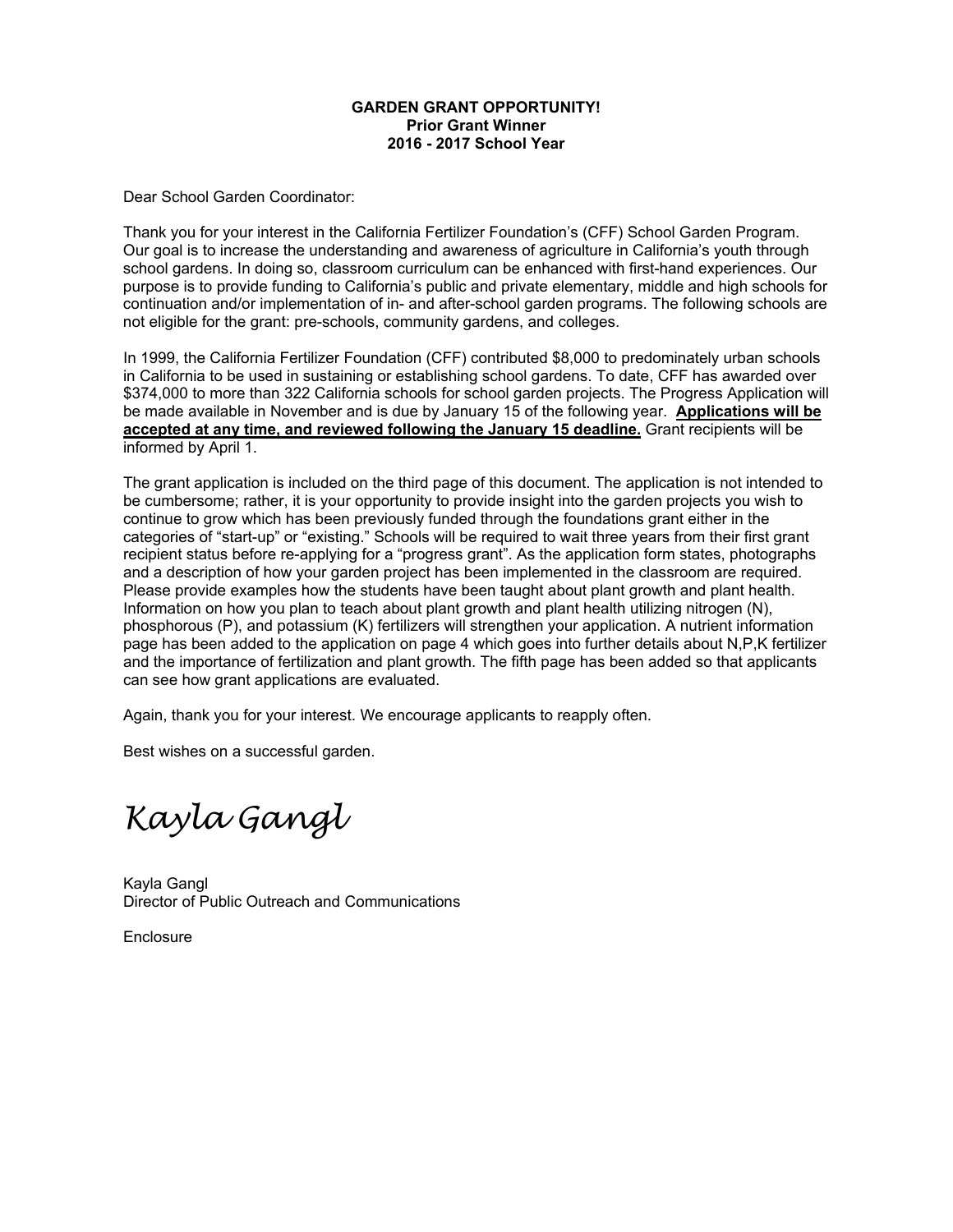**GARDEN GRANT OPPORTUNITY!**
**Prior Grant Winner**
**2016 - 2017 School Year**

Dear School Garden Coordinator:

Thank you for your interest in the California Fertilizer Foundation's (CFF) School Garden Program. Our goal is to increase the understanding and awareness of agriculture in California's youth through school gardens. In doing so, classroom curriculum can be enhanced with first-hand experiences. Our purpose is to provide funding to California's public and private elementary, middle and high schools for continuation and/or implementation of in- and after-school garden programs. The following schools are not eligible for the grant: pre-schools, community gardens, and colleges.

In 1999, the California Fertilizer Foundation (CFF) contributed $8,000 to predominately urban schools in California to be used in sustaining or establishing school gardens. To date, CFF has awarded over $374,000 to more than 322 California schools for school garden projects. The Progress Application will be made available in November and is due by January 15 of the following year. **<u>Applications will be accepted at any time, and reviewed following the January 15 deadline.</u>** Grant recipients will be informed by April 1.

The grant application is included on the third page of this document. The application is not intended to be cumbersome; rather, it is your opportunity to provide insight into the garden projects you wish to continue to grow which has been previously funded through the foundations grant either in the categories of "start-up" or "existing." Schools will be required to wait three years from their first grant recipient status before re-applying for a "progress grant". As the application form states, photographs and a description of how your garden project has been implemented in the classroom are required. Please provide examples how the students have been taught about plant growth and plant health. Information on how you plan to teach about plant growth and plant health utilizing nitrogen (N), phosphorous (P), and potassium (K) fertilizers will strengthen your application. A nutrient information page has been added to the application on page 4 which goes into further details about N,P,K fertilizer and the importance of fertilization and plant growth. The fifth page has been added so that applicants can see how grant applications are evaluated.

Again, thank you for your interest. We encourage applicants to reapply often.

Best wishes on a successful garden.

*Kayla Gangl*

Kayla Gangl
Director of Public Outreach and Communications

Enclosure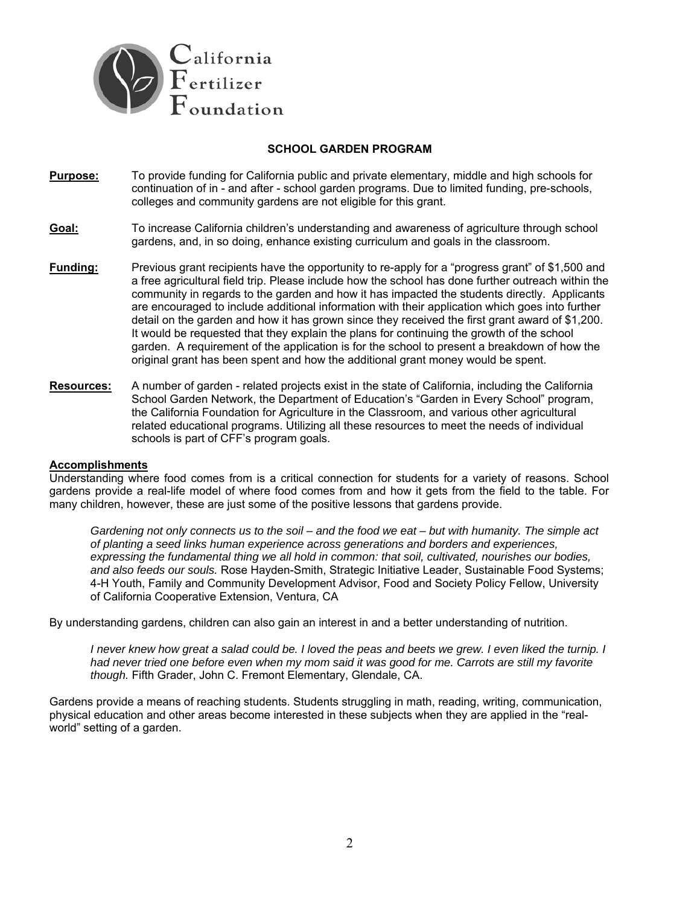California Fertilizer Foundation

## SCHOOL GARDEN PROGRAM

**Purpose:** To provide funding for California public and private elementary, middle and high schools for continuation of in - and after - school garden programs. Due to limited funding, pre-schools, colleges and community gardens are not eligible for this grant.

**Goal:** To increase California children's understanding and awareness of agriculture through school gardens, and, in so doing, enhance existing curriculum and goals in the classroom.

**Funding:** Previous grant recipients have the opportunity to re-apply for a "progress grant" of $1,500 and a free agricultural field trip. Please include how the school has done further outreach within the community in regards to the garden and how it has impacted the students directly. Applicants are encouraged to include additional information with their application which goes into further detail on the garden and how it has grown since they received the first grant award of $1,200. It would be requested that they explain the plans for continuing the growth of the school garden. A requirement of the application is for the school to present a breakdown of how the original grant has been spent and how the additional grant money would be spent.

**Resources:** A number of garden - related projects exist in the state of California, including the California School Garden Network, the Department of Education's "Garden in Every School" program, the California Foundation for Agriculture in the Classroom, and various other agricultural related educational programs. Utilizing all these resources to meet the needs of individual schools is part of CFF's program goals.

### Accomplishments

Understanding where food comes from is a critical connection for students for a variety of reasons. School gardens provide a real-life model of where food comes from and how it gets from the field to the table. For many children, however, these are just some of the positive lessons that gardens provide.

> *Gardening not only connects us to the soil – and the food we eat – but with humanity. The simple act of planting a seed links human experience across generations and borders and experiences, expressing the fundamental thing we all hold in common: that soil, cultivated, nourishes our bodies, and also feeds our souls.* Rose Hayden-Smith, Strategic Initiative Leader, Sustainable Food Systems; 4-H Youth, Family and Community Development Advisor, Food and Society Policy Fellow, University of California Cooperative Extension, Ventura, CA

By understanding gardens, children can also gain an interest in and a better understanding of nutrition.

> *I never knew how great a salad could be. I loved the peas and beets we grew. I even liked the turnip. I had never tried one before even when my mom said it was good for me. Carrots are still my favorite though.* Fifth Grader, John C. Fremont Elementary, Glendale, CA.

Gardens provide a means of reaching students. Students struggling in math, reading, writing, communication, physical education and other areas become interested in these subjects when they are applied in the "real-world" setting of a garden.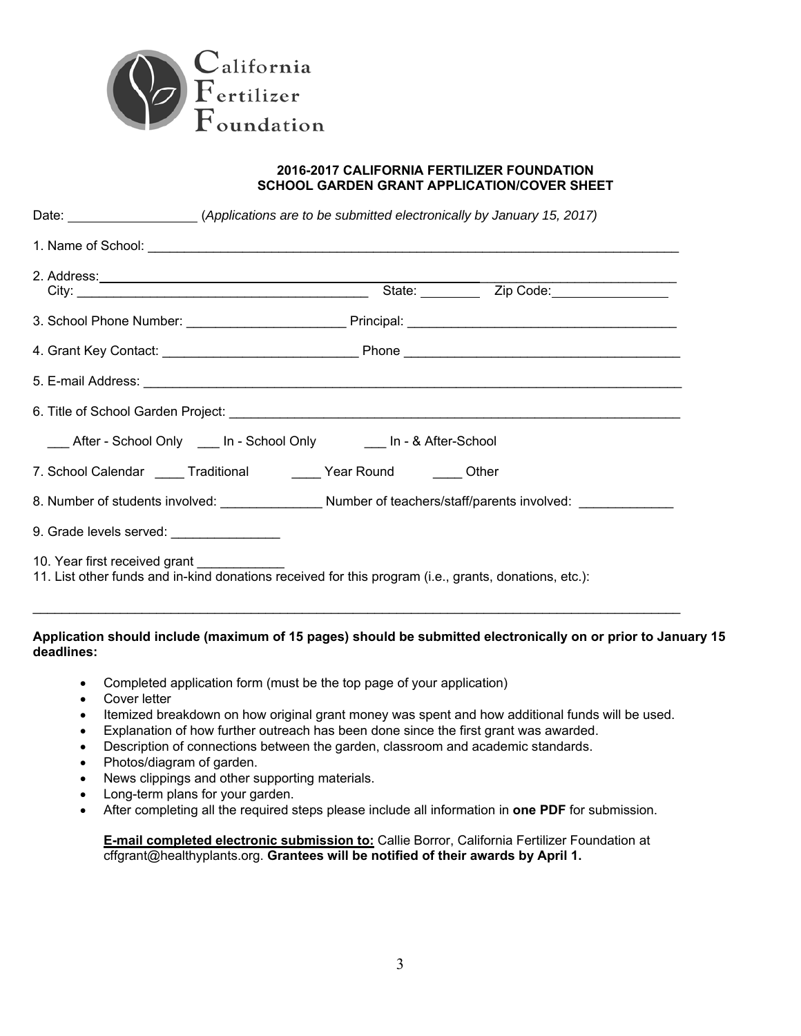California
Fertilizer
Foundation

## 2016-2017 CALIFORNIA FERTILIZER FOUNDATION
## SCHOOL GARDEN GRANT APPLICATION/COVER SHEET

Date: __________________ (*Applications are to be submitted electronically by January 15, 2017)*

1. Name of School: ______________________________________________________________________________

2. Address: ______________________________________________________________________________
   City: __________________________________________ State: ________ Zip Code: ________________

3. School Phone Number: ______________________ Principal: ______________________________________

4. Grant Key Contact: ___________________________ Phone ________________________________________

5. E-mail Address: ______________________________________________________________________________

6. Title of School Garden Project: _________________________________________________________________

   ___ After - School Only   ___ In - School Only   ___ In - & After-School

7. School Calendar ____ Traditional   ____ Year Round   ____ Other

8. Number of students involved: ______________ Number of teachers/staff/parents involved: _____________

9. Grade levels served: _______________

10. Year first received grant ____________

11. List other funds and in-kind donations received for this program (i.e., grants, donations, etc.):

______________________________________________________________________________________________

**Application should include (maximum of 15 pages) should be submitted electronically on or prior to January 15 deadlines:**

- Completed application form (must be the top page of your application)
- Cover letter
- Itemized breakdown on how original grant money was spent and how additional funds will be used.
- Explanation of how further outreach has been done since the first grant was awarded.
- Description of connections between the garden, classroom and academic standards.
- Photos/diagram of garden.
- News clippings and other supporting materials.
- Long-term plans for your garden.
- After completing all the required steps please include all information in **one PDF** for submission.

  **E-mail completed electronic submission to:** Callie Borror, California Fertilizer Foundation at cffgrant@healthyplants.org. **Grantees will be notified of their awards by April 1.**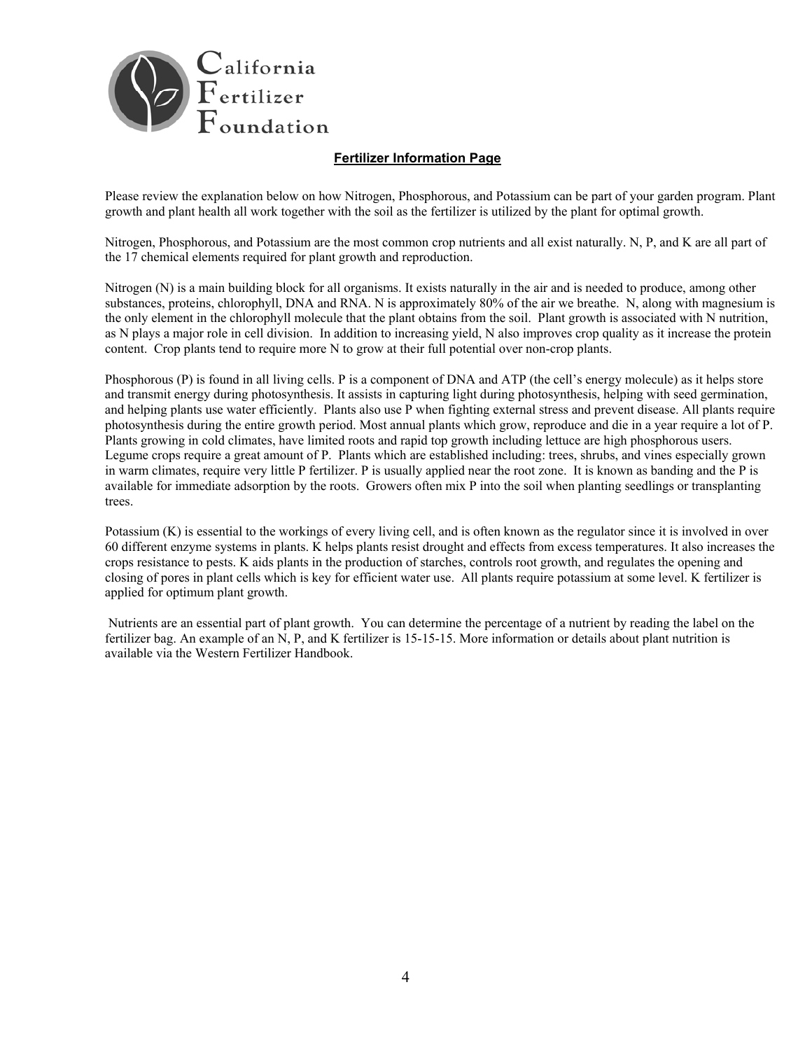California Fertilizer Foundation

## Fertilizer Information Page

Please review the explanation below on how Nitrogen, Phosphorous, and Potassium can be part of your garden program. Plant growth and plant health all work together with the soil as the fertilizer is utilized by the plant for optimal growth.

Nitrogen, Phosphorous, and Potassium are the most common crop nutrients and all exist naturally. N, P, and K are all part of the 17 chemical elements required for plant growth and reproduction.

Nitrogen (N) is a main building block for all organisms. It exists naturally in the air and is needed to produce, among other substances, proteins, chlorophyll, DNA and RNA. N is approximately 80% of the air we breathe. N, along with magnesium is the only element in the chlorophyll molecule that the plant obtains from the soil. Plant growth is associated with N nutrition, as N plays a major role in cell division. In addition to increasing yield, N also improves crop quality as it increase the protein content. Crop plants tend to require more N to grow at their full potential over non-crop plants.

Phosphorous (P) is found in all living cells. P is a component of DNA and ATP (the cell's energy molecule) as it helps store and transmit energy during photosynthesis. It assists in capturing light during photosynthesis, helping with seed germination, and helping plants use water efficiently. Plants also use P when fighting external stress and prevent disease. All plants require photosynthesis during the entire growth period. Most annual plants which grow, reproduce and die in a year require a lot of P. Plants growing in cold climates, have limited roots and rapid top growth including lettuce are high phosphorous users. Legume crops require a great amount of P. Plants which are established including: trees, shrubs, and vines especially grown in warm climates, require very little P fertilizer. P is usually applied near the root zone. It is known as banding and the P is available for immediate adsorption by the roots. Growers often mix P into the soil when planting seedlings or transplanting trees.

Potassium (K) is essential to the workings of every living cell, and is often known as the regulator since it is involved in over 60 different enzyme systems in plants. K helps plants resist drought and effects from excess temperatures. It also increases the crops resistance to pests. K aids plants in the production of starches, controls root growth, and regulates the opening and closing of pores in plant cells which is key for efficient water use. All plants require potassium at some level. K fertilizer is applied for optimum plant growth.

Nutrients are an essential part of plant growth. You can determine the percentage of a nutrient by reading the label on the fertilizer bag. An example of an N, P, and K fertilizer is 15-15-15. More information or details about plant nutrition is available via the Western Fertilizer Handbook.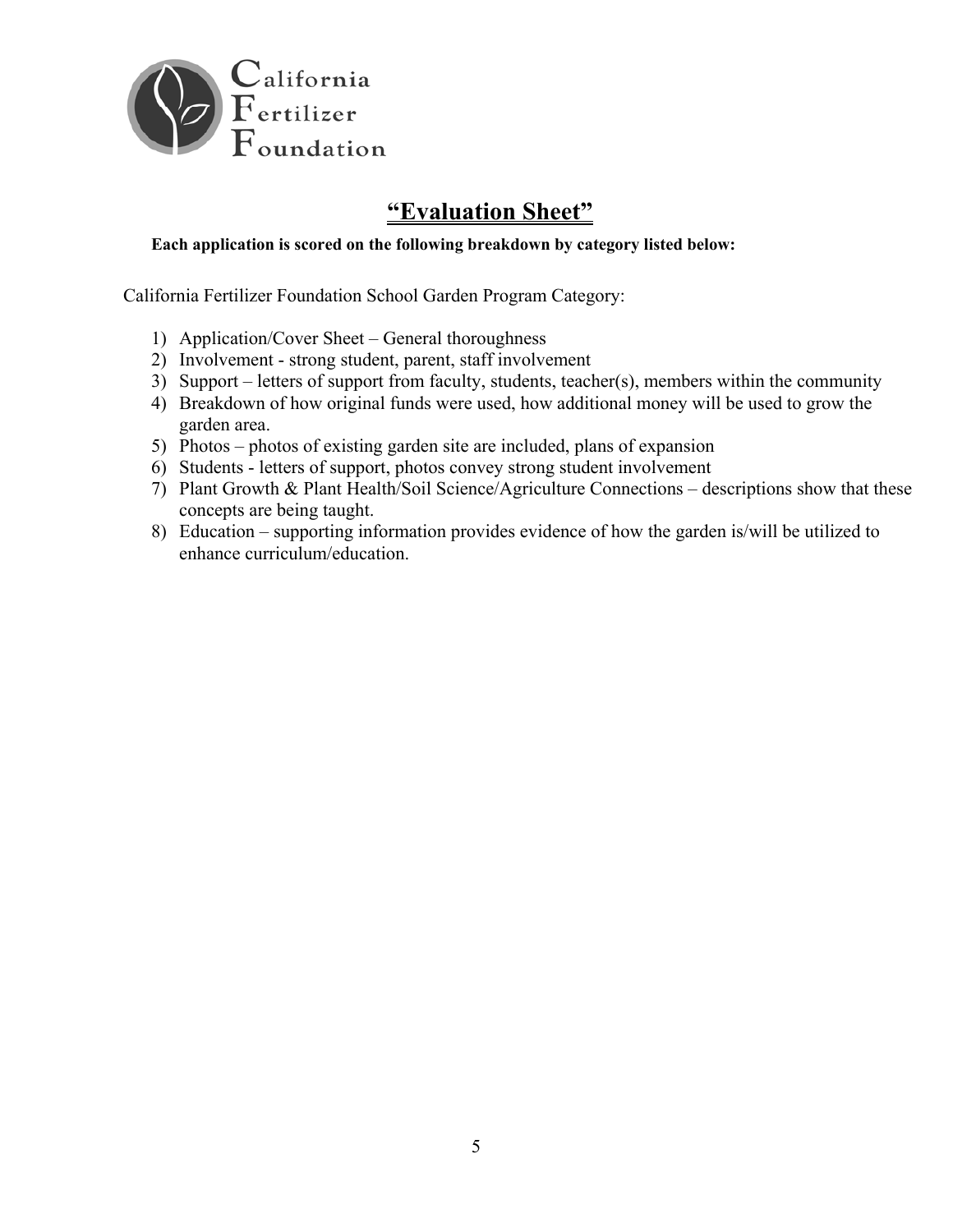California Fertilizer Foundation

# **"Evaluation Sheet"**

**Each application is scored on the following breakdown by category listed below:**

California Fertilizer Foundation School Garden Program Category:

1) Application/Cover Sheet – General thoroughness
2) Involvement - strong student, parent, staff involvement
3) Support – letters of support from faculty, students, teacher(s), members within the community
4) Breakdown of how original funds were used, how additional money will be used to grow the garden area.
5) Photos – photos of existing garden site are included, plans of expansion
6) Students - letters of support, photos convey strong student involvement
7) Plant Growth & Plant Health/Soil Science/Agriculture Connections – descriptions show that these concepts are being taught.
8) Education – supporting information provides evidence of how the garden is/will be utilized to enhance curriculum/education.